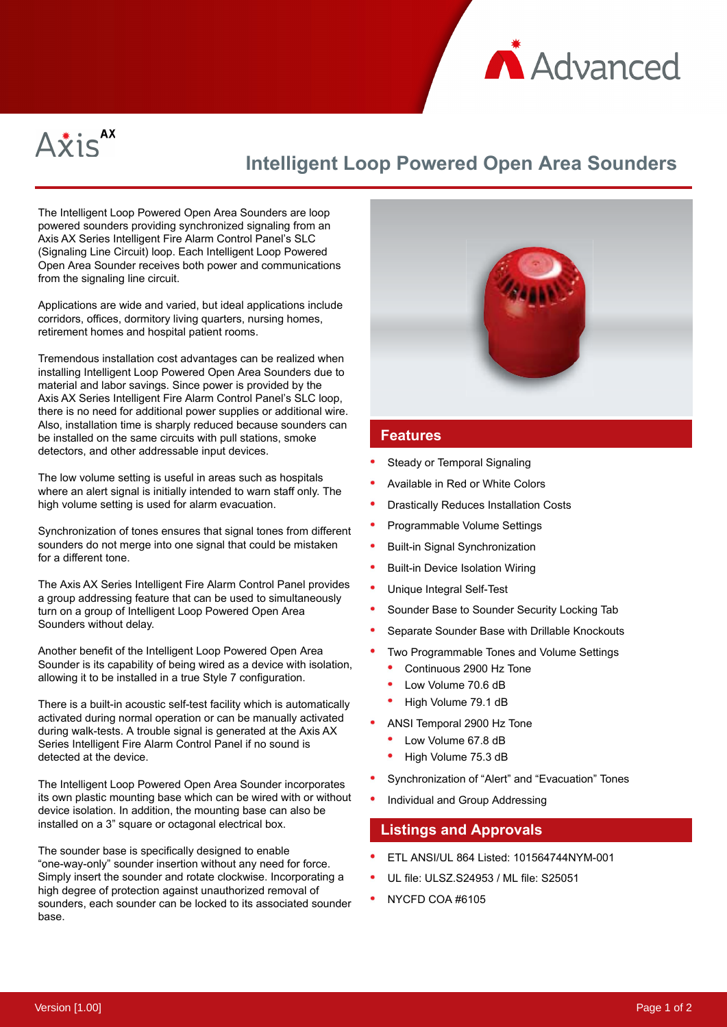Advanced

Axis AX

# Intelligent Loop Powered Open Area Sounders

The Intelligent Loop Powered Open Area Sounders are loop powered sounders providing synchronized signaling from an Axis AX Series Intelligent Fire Alarm Control Panel's SLC (Signaling Line Circuit) loop. Each Intelligent Loop Powered Open Area Sounder receives both power and communications from the signaling line circuit.

Applications are wide and varied, but ideal applications include corridors, offices, dormitory living quarters, nursing homes, retirement homes and hospital patient rooms.

Tremendous installation cost advantages can be realized when installing Intelligent Loop Powered Open Area Sounders due to material and labor savings. Since power is provided by the Axis AX Series Intelligent Fire Alarm Control Panel's SLC loop, there is no need for additional power supplies or additional wire. Also, installation time is sharply reduced because sounders can be installed on the same circuits with pull stations, smoke detectors, and other addressable input devices.

The low volume setting is useful in areas such as hospitals where an alert signal is initially intended to warn staff only. The high volume setting is used for alarm evacuation.

Synchronization of tones ensures that signal tones from different sounders do not merge into one signal that could be mistaken for a different tone.

The Axis AX Series Intelligent Fire Alarm Control Panel provides a group addressing feature that can be used to simultaneously turn on a group of Intelligent Loop Powered Open Area Sounders without delay.

Another benefit of the Intelligent Loop Powered Open Area Sounder is its capability of being wired as a device with isolation, allowing it to be installed in a true Style 7 configuration.

There is a built-in acoustic self-test facility which is automatically activated during normal operation or can be manually activated during walk-tests. A trouble signal is generated at the Axis AX Series Intelligent Fire Alarm Control Panel if no sound is detected at the device.

The Intelligent Loop Powered Open Area Sounder incorporates its own plastic mounting base which can be wired with or without device isolation. In addition, the mounting base can also be installed on a 3" square or octagonal electrical box.

The sounder base is specifically designed to enable "one-way-only" sounder insertion without any need for force. Simply insert the sounder and rotate clockwise. Incorporating a high degree of protection against unauthorized removal of sounders, each sounder can be locked to its associated sounder base.

## Features

- Steady or Temporal Signaling
- Available in Red or White Colors
- Drastically Reduces Installation Costs
- Programmable Volume Settings
- Built-in Signal Synchronization
- Built-in Device Isolation Wiring
- Unique Integral Self-Test
- Sounder Base to Sounder Security Locking Tab
- Separate Sounder Base with Drillable Knockouts
- Two Programmable Tones and Volume Settings
  - Continuous 2900 Hz Tone
  - Low Volume 70.6 dB
  - High Volume 79.1 dB
- ANSI Temporal 2900 Hz Tone
  - Low Volume 67.8 dB
  - High Volume 75.3 dB
- Synchronization of "Alert" and "Evacuation" Tones
- Individual and Group Addressing

## Listings and Approvals

- ETL ANSI/UL 864 Listed: 101564744NYM-001
- UL file: ULSZ.S24953 / ML file: S25051
- NYCFD COA #6105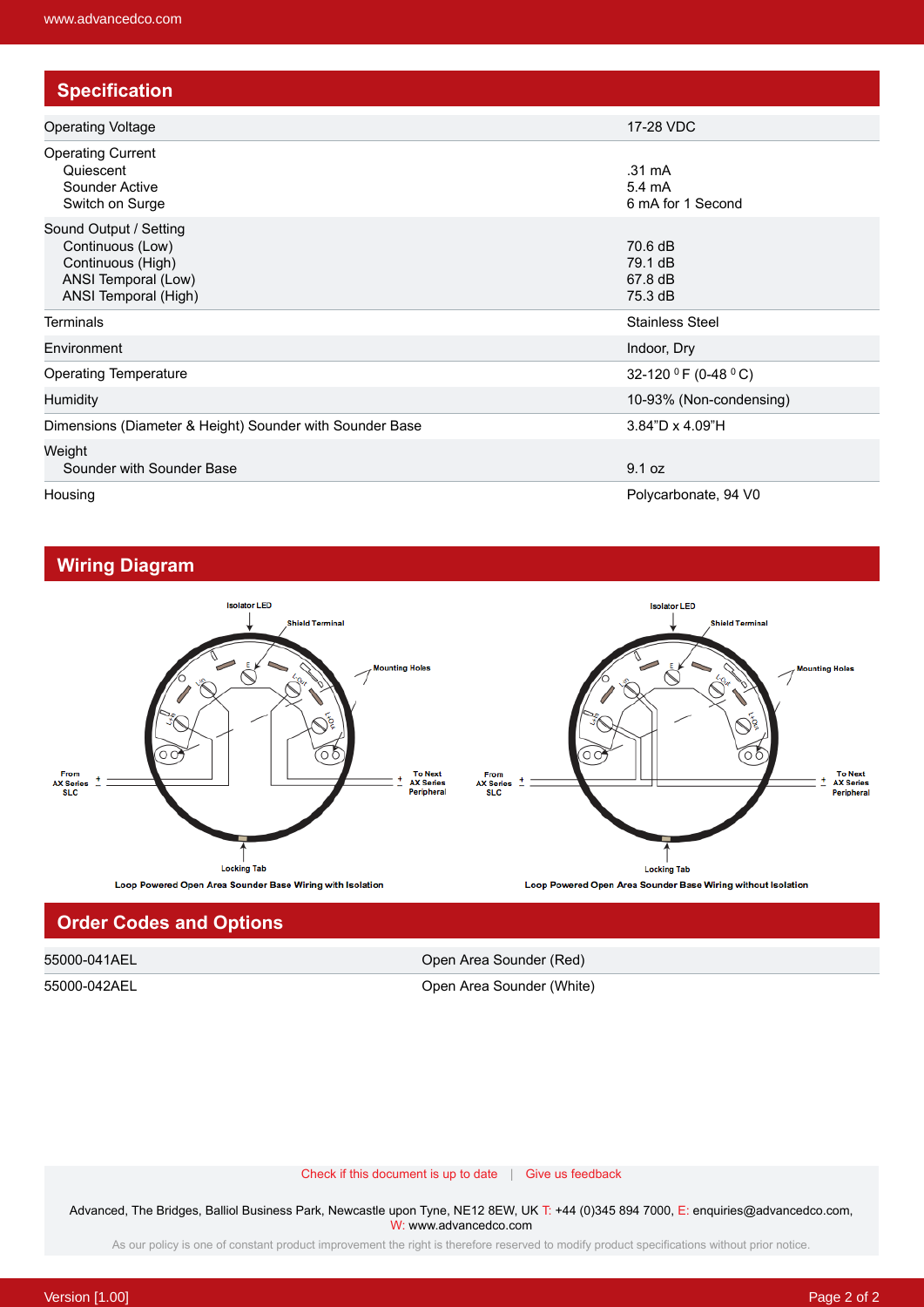## Specification

| | |
|---|---|
| Operating Voltage | 17-28 VDC |
| Operating Current<br>Quiescent<br>Sounder Active<br>Switch on Surge | <br>.31 mA<br>5.4 mA<br>6 mA for 1 Second |
| Sound Output / Setting<br>Continuous (Low)<br>Continuous (High)<br>ANSI Temporal (Low)<br>ANSI Temporal (High) | <br>70.6 dB<br>79.1 dB<br>67.8 dB<br>75.3 dB |
| Terminals | Stainless Steel |
| Environment | Indoor, Dry |
| Operating Temperature | 32-120 $^{0}$ F (0-48 $^{0}$ C) |
| Humidity | 10-93% (Non-condensing) |
| Dimensions (Diameter & Height) Sounder with Sounder Base | 3.84"D x 4.09"H |
| Weight<br>Sounder with Sounder Base | <br>9.1 oz |
| Housing | Polycarbonate, 94 V0 |

## Wiring Diagram

Isolator LED
Shield Terminal
Mounting Holes
From AX Series SLC
To Next AX Series Peripheral
Locking Tab

Loop Powered Open Area Sounder Base Wiring with Isolation

Isolator LED
Shield Terminal
Mounting Holes
From AX Series SLC
To Next AX Series Peripheral
Locking Tab

Loop Powered Open Area Sounder Base Wiring without Isolation

## Order Codes and Options

| | |
|---|---|
| 55000-041AEL | Open Area Sounder (Red) |
| 55000-042AEL | Open Area Sounder (White) |

Check if this document is up to date | Give us feedback

Advanced, The Bridges, Balliol Business Park, Newcastle upon Tyne, NE12 8EW, UK T: +44 (0)345 894 7000, E: enquiries@advancedco.com, W: www.advancedco.com

As our policy is one of constant product improvement the right is therefore reserved to modify product specifications without prior notice.

Version [1.00]